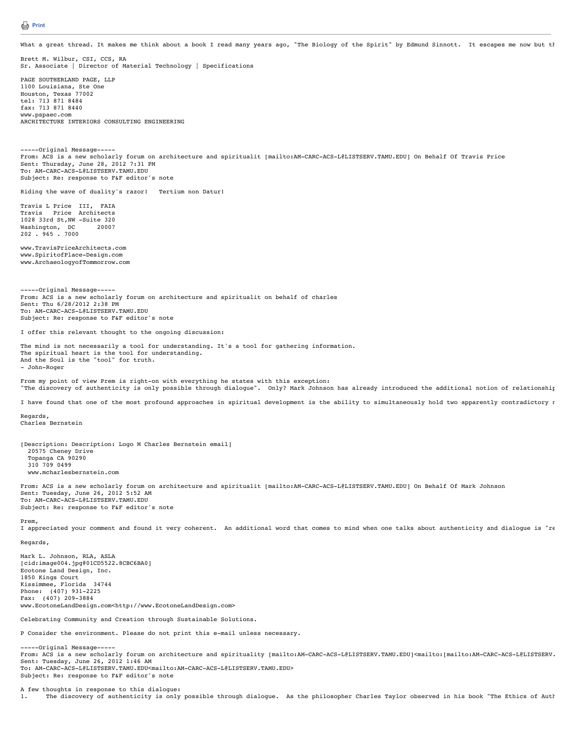Print

What a great thread. It makes me think about a book I read many years ago, "The Biology of the Spirit" by Edmund Sinnott. It escapes me now but th

Brett M. Wilbur, CSI, CCS, RA
Sr. Associate | Director of Material Technology | Specifications

PAGE SOUTHERLAND PAGE, LLP
1100 Louisiana, Ste One
Houston, Texas 77002
tel: 713 871 8484
fax: 713 871 8440
www.pspaec.com
ARCHITECTURE INTERIORS CONSULTING ENGINEERING

-----Original Message-----
From: ACS is a new scholarly forum on architecture and spiritualit [mailto:AM-CARC-ACS-L@LISTSERV.TAMU.EDU] On Behalf Of Travis Price
Sent: Thursday, June 28, 2012 7:31 PM
To: AM-CARC-ACS-L@LISTSERV.TAMU.EDU
Subject: Re: response to F&F editor's note

Riding the wave of duality's razor!   Tertium non Datur!

Travis L Price III, FAIA
Travis Price Architects
1028 33rd St,NW -Suite 320
Washington, DC 20007
202 . 965 . 7000

www.TravisPriceArchitects.com
www.SpiritofPlace-Design.com
www.ArchaeologyofTommorrow.com

-----Original Message-----
From: ACS is a new scholarly forum on architecture and spiritualit on behalf of charles
Sent: Thu 6/28/2012 2:38 PM
To: AM-CARC-ACS-L@LISTSERV.TAMU.EDU
Subject: Re: response to F&F editor's note

I offer this relevant thought to the ongoing discussion:

The mind is not necessarily a tool for understanding. It's a tool for gathering information.
The spiritual heart is the tool for understanding.
And the Soul is the "tool" for truth.
- John-Roger

From my point of view Prem is right-on with everything he states with this exception:
"The discovery of authenticity is only possible through dialogue". Only? Mark Johnson has already introduced the additional notion of relationshi

I have found that one of the most profound approaches in spiritual development is the ability to simultaneously hold two apparently contradictory r

Regards,
Charles Bernstein

[Description: Description: Logo M Charles Bernstein email]
20575 Cheney Drive
Topanga CA 90290
310 709 0499
www.mcharlesbernstein.com

From: ACS is a new scholarly forum on architecture and spiritualit [mailto:AM-CARC-ACS-L@LISTSERV.TAMU.EDU] On Behalf Of Mark Johnson
Sent: Tuesday, June 26, 2012 5:52 AM
To: AM-CARC-ACS-L@LISTSERV.TAMU.EDU
Subject: Re: response to F&F editor's note

Prem,
I appreciated your comment and found it very coherent. An additional word that comes to mind when one talks about authenticity and dialogue is "re

Regards,

Mark L. Johnson, RLA, ASLA
[cid:image004.jpg@01CD5522.8CBC6BA0]
Ecotone Land Design, Inc.
1850 Kings Court
Kissimmee, Florida 34744
Phone: (407) 931-2225
Fax: (407) 209-3884
www.EcotoneLandDesign.com<http://www.EcotoneLandDesign.com>

Celebrating Community and Creation through Sustainable Solutions.

P Consider the environment. Please do not print this e-mail unless necessary.

-----Original Message-----
From: ACS is a new scholarly forum on architecture and spirituality [mailto:AM-CARC-ACS-L@LISTSERV.TAMU.EDU]<mailto:[mailto:AM-CARC-ACS-L@LISTSERV.
Sent: Tuesday, June 26, 2012 1:46 AM
To: AM-CARC-ACS-L@LISTSERV.TAMU.EDU<mailto:AM-CARC-ACS-L@LISTSERV.TAMU.EDU>
Subject: Re: response to F&F editor's note

A few thoughts in response to this dialogue:
1. The discovery of authenticity is only possible through dialogue. As the philosopher Charles Taylor observed in his book "The Ethics of Auth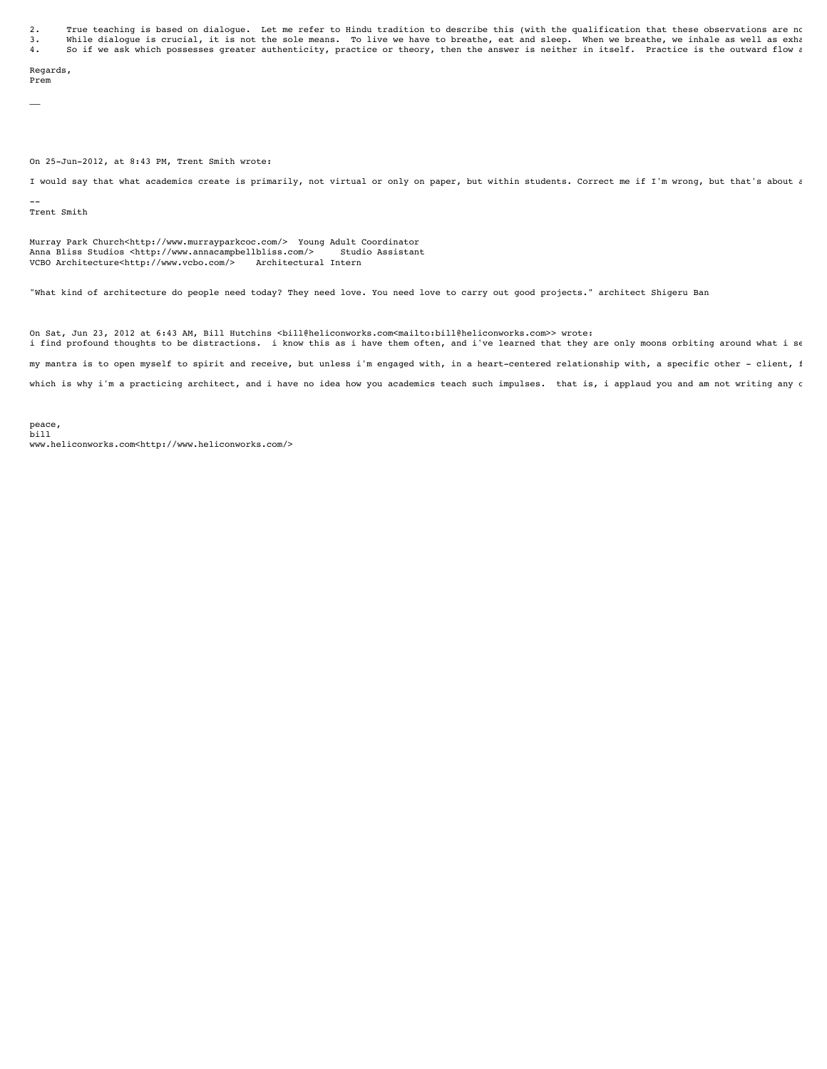2.     True teaching is based on dialogue.  Let me refer to Hindu tradition to describe this (with the qualification that these observations are no

3.     While dialogue is crucial, it is not the sole means.  To live we have to breathe, eat and sleep.  When we breathe, we inhale as well as exha

4.     So if we ask which possesses greater authenticity, practice or theory, then the answer is neither in itself.  Practice is the outward flow a

Regards,
Prem

__

On 25-Jun-2012, at 8:43 PM, Trent Smith wrote:

I would say that what academics create is primarily, not virtual or only on paper, but within students. Correct me if I'm wrong, but that's about a

--
Trent Smith

Murray Park Church<http://www.murrayparkcoc.com/>  Young Adult Coordinator
Anna Bliss Studios <http://www.annacampbellbliss.com/>     Studio Assistant
VCBO Architecture<http://www.vcbo.com/>    Architectural Intern

"What kind of architecture do people need today? They need love. You need love to carry out good projects." architect Shigeru Ban

On Sat, Jun 23, 2012 at 6:43 AM, Bill Hutchins <bill@heliconworks.com<mailto:bill@heliconworks.com>> wrote:
i find profound thoughts to be distractions.  i know this as i have them often, and i've learned that they are only moons orbiting around what i se

my mantra is to open myself to spirit and receive, but unless i'm engaged with, in a heart-centered relationship with, a specific other - client, f

which is why i'm a practicing architect, and i have no idea how you academics teach such impulses.  that is, i applaud you and am not writing any c

peace,
bill
www.heliconworks.com<http://www.heliconworks.com/>